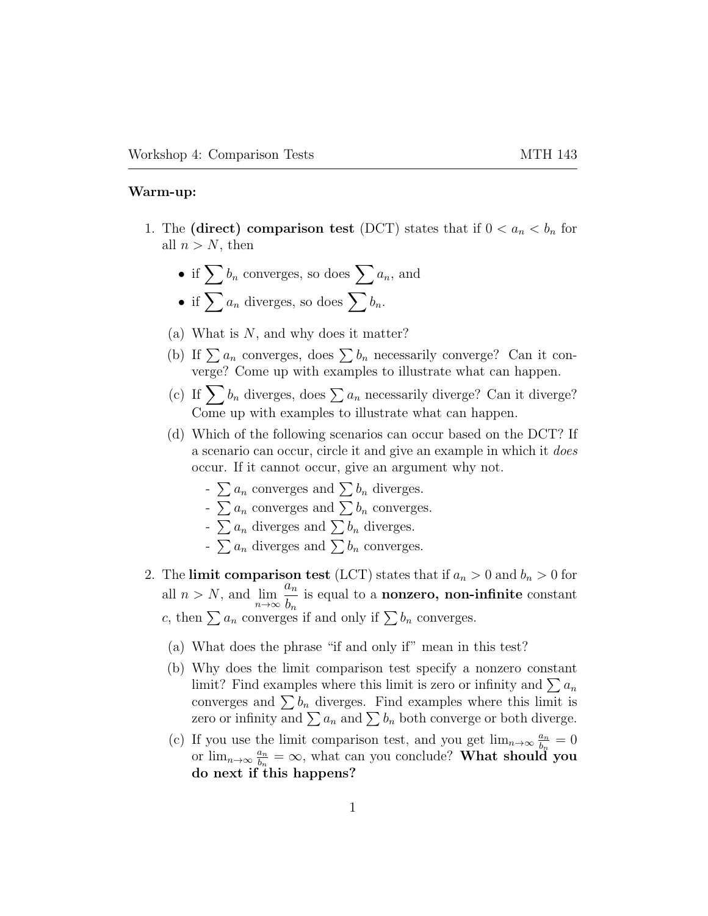**Warm-up:**

1. The **(direct) comparison test** (DCT) states that if $0 < a_n < b_n$ for all $n > N$, then

   - if $\sum b_n$ converges, so does $\sum a_n$, and
   - if $\sum a_n$ diverges, so does $\sum b_n$.

   (a) What is $N$, and why does it matter?

   (b) If $\sum a_n$ converges, does $\sum b_n$ necessarily converge? Can it converge? Come up with examples to illustrate what can happen.

   (c) If $\sum b_n$ diverges, does $\sum a_n$ necessarily diverge? Can it diverge? Come up with examples to illustrate what can happen.

   (d) Which of the following scenarios can occur based on the DCT? If a scenario can occur, circle it and give an example in which it *does* occur. If it cannot occur, give an argument why not.

   - $\sum a_n$ converges and $\sum b_n$ diverges.
   - $\sum a_n$ converges and $\sum b_n$ converges.
   - $\sum a_n$ diverges and $\sum b_n$ diverges.
   - $\sum a_n$ diverges and $\sum b_n$ converges.

2. The **limit comparison test** (LCT) states that if $a_n > 0$ and $b_n > 0$ for all $n > N$, and $\lim_{n\to\infty} \dfrac{a_n}{b_n}$ is equal to a **nonzero, non-infinite** constant $c$, then $\sum a_n$ converges if and only if $\sum b_n$ converges.

   (a) What does the phrase "if and only if" mean in this test?

   (b) Why does the limit comparison test specify a nonzero constant limit? Find examples where this limit is zero or infinity and $\sum a_n$ converges and $\sum b_n$ diverges. Find examples where this limit is zero or infinity and $\sum a_n$ and $\sum b_n$ both converge or both diverge.

   (c) If you use the limit comparison test, and you get $\lim_{n\to\infty} \frac{a_n}{b_n} = 0$ or $\lim_{n\to\infty} \frac{a_n}{b_n} = \infty$, what can you conclude? **What should you do next if this happens?**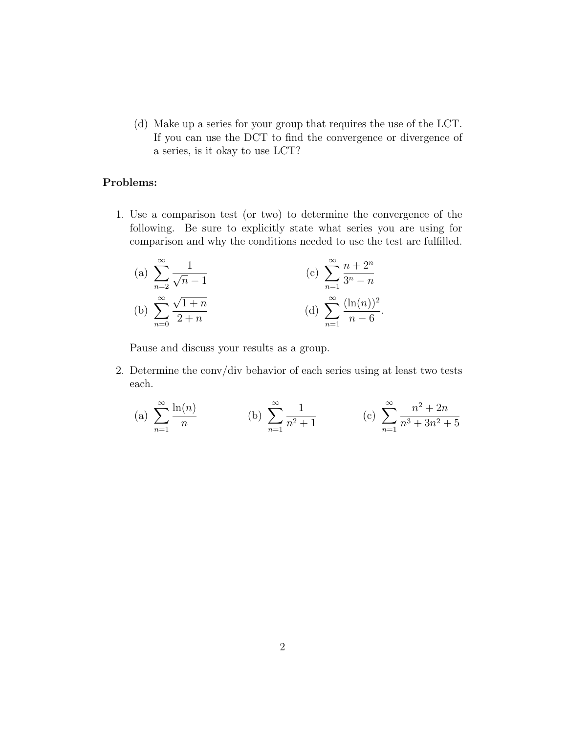(d) Make up a series for your group that requires the use of the LCT. If you can use the DCT to find the convergence or divergence of a series, is it okay to use LCT?

**Problems:**

1. Use a comparison test (or two) to determine the convergence of the following. Be sure to explicitly state what series you are using for comparison and why the conditions needed to use the test are fulfilled.

   (a) $\displaystyle\sum_{n=2}^{\infty} \frac{1}{\sqrt{n}-1}$

   (b) $\displaystyle\sum_{n=0}^{\infty} \frac{\sqrt{1+n}}{2+n}$

   (c) $\displaystyle\sum_{n=1}^{\infty} \frac{n+2^n}{3^n-n}$

   (d) $\displaystyle\sum_{n=1}^{\infty} \frac{(\ln(n))^2}{n-6}$.

   Pause and discuss your results as a group.

2. Determine the conv/div behavior of each series using at least two tests each.

   (a) $\displaystyle\sum_{n=1}^{\infty} \frac{\ln(n)}{n}$

   (b) $\displaystyle\sum_{n=1}^{\infty} \frac{1}{n^2+1}$

   (c) $\displaystyle\sum_{n=1}^{\infty} \frac{n^2+2n}{n^3+3n^2+5}$